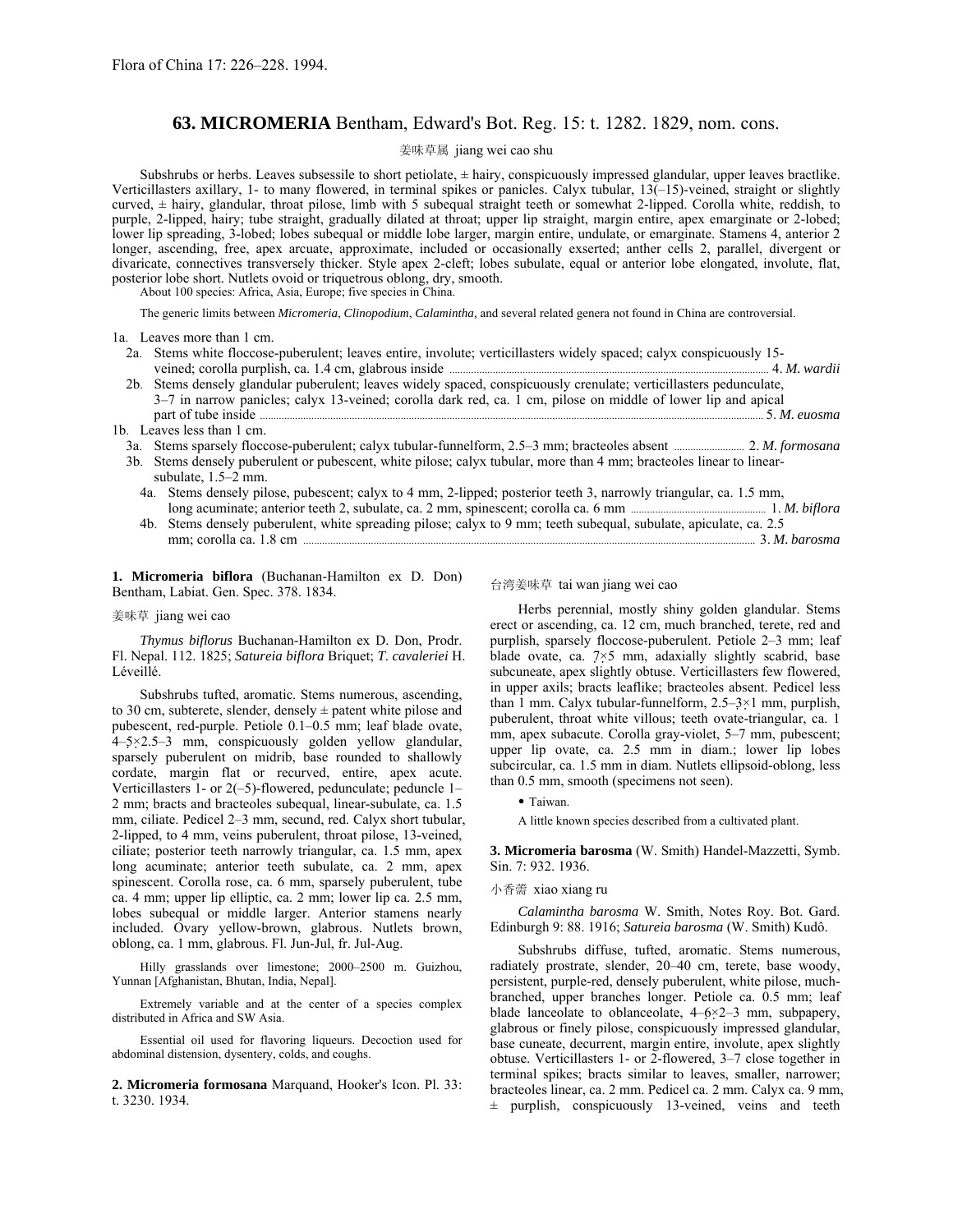Flora of China 17: 226–228. 1994.

# 63. MICROMERIA Bentham, Edward's Bot. Reg. 15: t. 1282. 1829, nom. cons.

姜味草属 jiang wei cao shu

Subshrubs or herbs. Leaves subsessile to short petiolate, ± hairy, conspicuously impressed glandular, upper leaves bractlike. Verticillasters axillary, 1- to many flowered, in terminal spikes or panicles. Calyx tubular, 13(–15)-veined, straight or slightly curved, ± hairy, glandular, throat pilose, limb with 5 subequal straight teeth or somewhat 2-lipped. Corolla white, reddish, to purple, 2-lipped, hairy; tube straight, gradually dilated at throat; upper lip straight, margin entire, apex emarginate or 2-lobed; lower lip spreading, 3-lobed; lobes subequal or middle lobe larger, margin entire, undulate, or emarginate. Stamens 4, anterior 2 longer, ascending, free, apex arcuate, approximate, included or occasionally exserted; anther cells 2, parallel, divergent or divaricate, connectives transversely thicker. Style apex 2-cleft; lobes subulate, equal or anterior lobe elongated, involute, flat, posterior lobe short. Nutlets ovoid or triquetrous oblong, dry, smooth.

About 100 species: Africa, Asia, Europe; five species in China.

The generic limits between *Micromeria*, *Clinopodium*, *Calamintha,* and several related genera not found in China are controversial.

1a. Leaves more than 1 cm.
- 2a. Stems white floccose-puberulent; leaves entire, involute; verticillasters widely spaced; calyx conspicuously 15-veined; corolla purplish, ca. 1.4 cm, glabrous inside .......... 4. *M. wardii*
- 2b. Stems densely glandular puberulent; leaves widely spaced, conspicuously crenulate; verticillasters pedunculate, 3–7 in narrow panicles; calyx 13-veined; corolla dark red, ca. 1 cm, pilose on middle of lower lip and apical part of tube inside .......... 5. *M. euosma*

1b. Leaves less than 1 cm.
- 3a. Stems sparsely floccose-puberulent; calyx tubular-funnelform, 2.5–3 mm; bracteoles absent .......... 2. *M. formosana*
- 3b. Stems densely puberulent or pubescent, white pilose; calyx tubular, more than 4 mm; bracteoles linear to linear-subulate, 1.5–2 mm.
  - 4a. Stems densely pilose, pubescent; calyx to 4 mm, 2-lipped; posterior teeth 3, narrowly triangular, ca. 1.5 mm, long acuminate; anterior teeth 2, subulate, ca. 2 mm, spinescent; corolla ca. 6 mm .......... 1. *M. biflora*
  - 4b. Stems densely puberulent, white spreading pilose; calyx to 9 mm; teeth subequal, subulate, apiculate, ca. 2.5 mm; corolla ca. 1.8 cm .......... 3. *M. barosma*

**1. Micromeria biflora** (Buchanan-Hamilton ex D. Don) Bentham, Labiat. Gen. Spec. 378. 1834.

姜味草 jiang wei cao

*Thymus biflorus* Buchanan-Hamilton ex D. Don, Prodr. Fl. Nepal. 112. 1825; *Satureia biflora* Briquet; *T. cavaleriei* H. Léveillé.

Subshrubs tufted, aromatic. Stems numerous, ascending, to 30 cm, subterete, slender, densely ± patent white pilose and pubescent, red-purple. Petiole 0.1–0.5 mm; leaf blade ovate, 4–5 × 2.5–3 mm, conspicuously golden yellow glandular, sparsely puberulent on midrib, base rounded to shallowly cordate, margin flat or recurved, entire, apex acute. Verticillasters 1- or 2(–5)-flowered, pedunculate; peduncle 1–2 mm; bracts and bracteoles subequal, linear-subulate, ca. 1.5 mm, ciliate. Pedicel 2–3 mm, secund, red. Calyx short tubular, 2-lipped, to 4 mm, veins puberulent, throat pilose, 13-veined, ciliate; posterior teeth narrowly triangular, ca. 1.5 mm, apex long acuminate; anterior teeth subulate, ca. 2 mm, apex spinescent. Corolla rose, ca. 6 mm, sparsely puberulent, tube ca. 4 mm; upper lip elliptic, ca. 2 mm; lower lip ca. 2.5 mm, lobes subequal or middle larger. Anterior stamens nearly included. Ovary yellow-brown, glabrous. Nutlets brown, oblong, ca. 1 mm, glabrous. Fl. Jun-Jul, fr. Jul-Aug.

Hilly grasslands over limestone; 2000–2500 m. Guizhou, Yunnan [Afghanistan, Bhutan, India, Nepal].

Extremely variable and at the center of a species complex distributed in Africa and SW Asia.

Essential oil used for flavoring liqueurs. Decoction used for abdominal distension, dysentery, colds, and coughs.

**2. Micromeria formosana** Marquand, Hooker's Icon. Pl. 33: t. 3230. 1934.

台湾姜味草 tai wan jiang wei cao

Herbs perennial, mostly shiny golden glandular. Stems erect or ascending, ca. 12 cm, much branched, terete, red and purplish, sparsely floccose-puberulent. Petiole 2–3 mm; leaf blade ovate, ca. 7 × 5 mm, adaxially slightly scabrid, base subcuneate, apex slightly obtuse. Verticillasters few flowered, in upper axils; bracts leaflike; bracteoles absent. Pedicel less than 1 mm. Calyx tubular-funnelform, 2.5–3 × 1 mm, purplish, puberulent, throat white villous; teeth ovate-triangular, ca. 1 mm, apex subacute. Corolla gray-violet, 5–7 mm, pubescent; upper lip ovate, ca. 2.5 mm in diam.; lower lip lobes subcircular, ca. 1.5 mm in diam. Nutlets ellipsoid-oblong, less than 0.5 mm, smooth (specimens not seen).

- Taiwan.

A little known species described from a cultivated plant.

**3. Micromeria barosma** (W. Smith) Handel-Mazzetti, Symb. Sin. 7: 932. 1936.

小香薷 xiao xiang ru

*Calamintha barosma* W. Smith, Notes Roy. Bot. Gard. Edinburgh 9: 88. 1916; *Satureia barosma* (W. Smith) Kudô.

Subshrubs diffuse, tufted, aromatic. Stems numerous, radiately prostrate, slender, 20–40 cm, terete, base woody, persistent, purple-red, densely puberulent, white pilose, much-branched, upper branches longer. Petiole ca. 0.5 mm; leaf blade lanceolate to oblanceolate, 4–6 × 2–3 mm, subpapery, glabrous or finely pilose, conspicuously impressed glandular, base cuneate, decurrent, margin entire, involute, apex slightly obtuse. Verticillasters 1- or 2-flowered, 3–7 close together in terminal spikes; bracts similar to leaves, smaller, narrower; bracteoles linear, ca. 2 mm. Pedicel ca. 2 mm. Calyx ca. 9 mm, ± purplish, conspicuously 13-veined, veins and teeth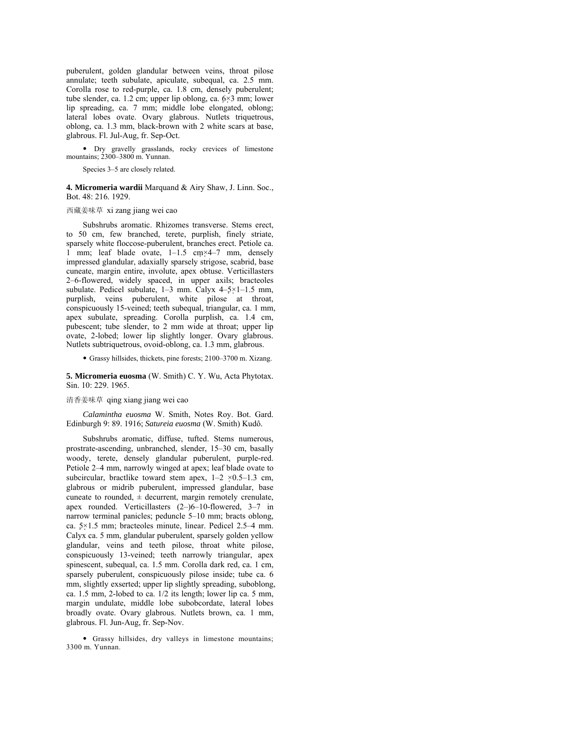puberulent, golden glandular between veins, throat pilose annulate; teeth subulate, apiculate, subequal, ca. 2.5 mm. Corolla rose to red-purple, ca. 1.8 cm, densely puberulent; tube slender, ca. 1.2 cm; upper lip oblong, ca. 6×3 mm; lower lip spreading, ca. 7 mm; middle lobe elongated, oblong; lateral lobes ovate. Ovary glabrous. Nutlets triquetrous, oblong, ca. 1.3 mm, black-brown with 2 white scars at base, glabrous. Fl. Jul-Aug, fr. Sep-Oct.

• Dry gravelly grasslands, rocky crevices of limestone mountains; 2300–3800 m. Yunnan.

Species 3–5 are closely related.

**4. Micromeria wardii** Marquand & Airy Shaw, J. Linn. Soc., Bot. 48: 216. 1929.

西藏姜味草 xi zang jiang wei cao

Subshrubs aromatic. Rhizomes transverse. Stems erect, to 50 cm, few branched, terete, purplish, finely striate, sparsely white floccose-puberulent, branches erect. Petiole ca. 1 mm; leaf blade ovate, 1–1.5 cm×4–7 mm, densely impressed glandular, adaxially sparsely strigose, scabrid, base cuneate, margin entire, involute, apex obtuse. Verticillasters 2–6-flowered, widely spaced, in upper axils; bracteoles subulate. Pedicel subulate, 1–3 mm. Calyx 4–5×1–1.5 mm, purplish, veins puberulent, white pilose at throat, conspicuously 15-veined; teeth subequal, triangular, ca. 1 mm, apex subulate, spreading. Corolla purplish, ca. 1.4 cm, pubescent; tube slender, to 2 mm wide at throat; upper lip ovate, 2-lobed; lower lip slightly longer. Ovary glabrous. Nutlets subtriquetrous, ovoid-oblong, ca. 1.3 mm, glabrous.

• Grassy hillsides, thickets, pine forests; 2100–3700 m. Xizang.

**5. Micromeria euosma** (W. Smith) C. Y. Wu, Acta Phytotax. Sin. 10: 229. 1965.

清香姜味草 qing xiang jiang wei cao

*Calamintha euosma* W. Smith, Notes Roy. Bot. Gard. Edinburgh 9: 89. 1916; *Satureia euosma* (W. Smith) Kudô.

Subshrubs aromatic, diffuse, tufted. Stems numerous, prostrate-ascending, unbranched, slender, 15–30 cm, basally woody, terete, densely glandular puberulent, purple-red. Petiole 2–4 mm, narrowly winged at apex; leaf blade ovate to subcircular, bractlike toward stem apex, 1–2 ×0.5–1.3 cm, glabrous or midrib puberulent, impressed glandular, base cuneate to rounded, ± decurrent, margin remotely crenulate, apex rounded. Verticillasters (2–)6–10-flowered, 3–7 in narrow terminal panicles; peduncle 5–10 mm; bracts oblong, ca. 5×1.5 mm; bracteoles minute, linear. Pedicel 2.5–4 mm. Calyx ca. 5 mm, glandular puberulent, sparsely golden yellow glandular, veins and teeth pilose, throat white pilose, conspicuously 13-veined; teeth narrowly triangular, apex spinescent, subequal, ca. 1.5 mm. Corolla dark red, ca. 1 cm, sparsely puberulent, conspicuously pilose inside; tube ca. 6 mm, slightly exserted; upper lip slightly spreading, suboblong, ca. 1.5 mm, 2-lobed to ca. 1/2 its length; lower lip ca. 5 mm, margin undulate, middle lobe subobcordate, lateral lobes broadly ovate. Ovary glabrous. Nutlets brown, ca. 1 mm, glabrous. Fl. Jun-Aug, fr. Sep-Nov.

• Grassy hillsides, dry valleys in limestone mountains; 3300 m. Yunnan.